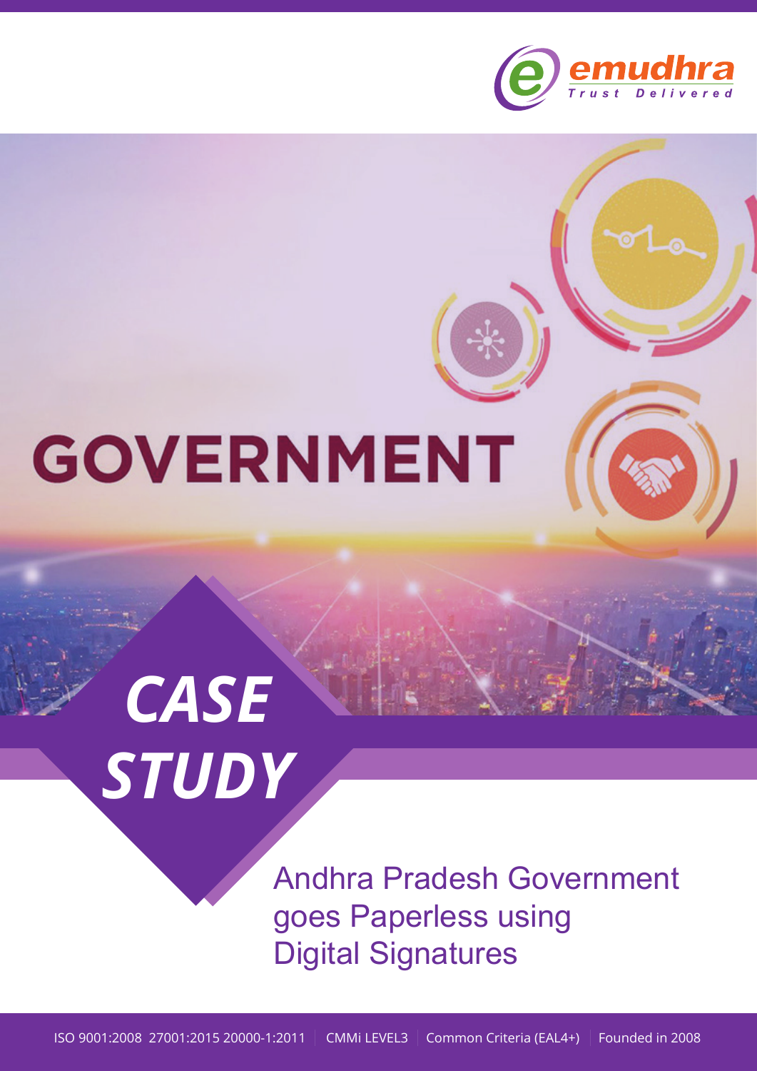emudhra
Trust Delivered

# GOVERNMENT

## CASE STUDY

Andhra Pradesh Government goes Paperless using Digital Signatures

ISO 9001:2008 27001:2015 20000-1:2011 | CMMi LEVEL3 | Common Criteria (EAL4+) | Founded in 2008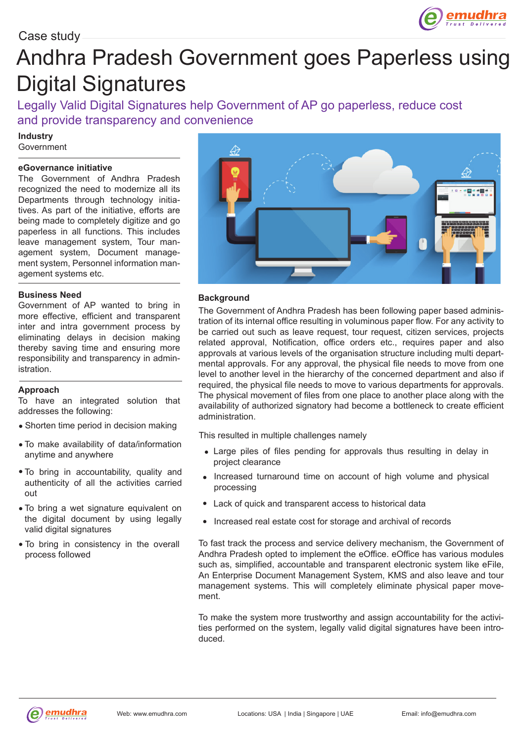Case study

# Andhra Pradesh Government goes Paperless using Digital Signatures

## Legally Valid Digital Signatures help Government of AP go paperless, reduce cost and provide transparency and convenience

**Industry**
Government

**eGovernance initiative**
The Government of Andhra Pradesh recognized the need to modernize all its Departments through technology initiatives. As part of the initiative, efforts are being made to completely digitize and go paperless in all functions. This includes leave management system, Tour management system, Document management system, Personnel information management systems etc.

**Business Need**
Government of AP wanted to bring in more effective, efficient and transparent inter and intra government process by eliminating delays in decision making thereby saving time and ensuring more responsibility and transparency in administration.

**Approach**
To have an integrated solution that addresses the following:

- Shorten time period in decision making
- To make availability of data/information anytime and anywhere
- To bring in accountability, quality and authenticity of all the activities carried out
- To bring a wet signature equivalent on the digital document by using legally valid digital signatures
- To bring in consistency in the overall process followed

### Background

The Government of Andhra Pradesh has been following paper based administration of its internal office resulting in voluminous paper flow. For any activity to be carried out such as leave request, tour request, citizen services, projects related approval, Notification, office orders etc., requires paper and also approvals at various levels of the organisation structure including multi departmental approvals. For any approval, the physical file needs to move from one level to another level in the hierarchy of the concerned department and also if required, the physical file needs to move to various departments for approvals. The physical movement of files from one place to another place along with the availability of authorized signatory had become a bottleneck to create efficient administration.

This resulted in multiple challenges namely

- Large piles of files pending for approvals thus resulting in delay in project clearance
- Increased turnaround time on account of high volume and physical processing
- Lack of quick and transparent access to historical data
- Increased real estate cost for storage and archival of records

To fast track the process and service delivery mechanism, the Government of Andhra Pradesh opted to implement the eOffice. eOffice has various modules such as, simplified, accountable and transparent electronic system like eFile, An Enterprise Document Management System, KMS and also leave and tour management systems. This will completely eliminate physical paper movement.

To make the system more trustworthy and assign accountability for the activities performed on the system, legally valid digital signatures have been introduced.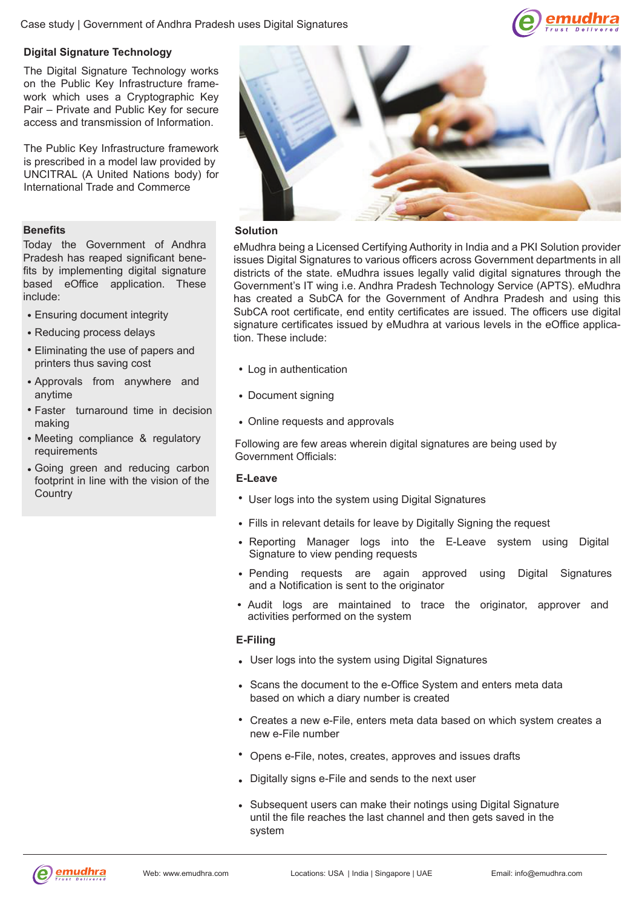## Digital Signature Technology

The Digital Signature Technology works on the Public Key Infrastructure framework which uses a Cryptographic Key Pair – Private and Public Key for secure access and transmission of Information.

The Public Key Infrastructure framework is prescribed in a model law provided by UNCITRAL (A United Nations body) for International Trade and Commerce

## Benefits

Today the Government of Andhra Pradesh has reaped significant benefits by implementing digital signature based eOffice application. These include:

- Ensuring document integrity
- Reducing process delays
- Eliminating the use of papers and printers thus saving cost
- Approvals from anywhere and anytime
- Faster turnaround time in decision making
- Meeting compliance & regulatory requirements
- Going green and reducing carbon footprint in line with the vision of the Country

## Solution

eMudhra being a Licensed Certifying Authority in India and a PKI Solution provider issues Digital Signatures to various officers across Government departments in all districts of the state. eMudhra issues legally valid digital signatures through the Government's IT wing i.e. Andhra Pradesh Technology Service (APTS). eMudhra has created a SubCA for the Government of Andhra Pradesh and using this SubCA root certificate, end entity certificates are issued. The officers use digital signature certificates issued by eMudhra at various levels in the eOffice application. These include:

- Log in authentication
- Document signing
- Online requests and approvals

Following are few areas wherein digital signatures are being used by Government Officials:

### E-Leave

- User logs into the system using Digital Signatures
- Fills in relevant details for leave by Digitally Signing the request
- Reporting Manager logs into the E-Leave system using Digital Signature to view pending requests
- Pending requests are again approved using Digital Signatures and a Notification is sent to the originator
- Audit logs are maintained to trace the originator, approver and activities performed on the system

### E-Filing

- User logs into the system using Digital Signatures
- Scans the document to the e-Office System and enters meta data based on which a diary number is created
- Creates a new e-File, enters meta data based on which system creates a new e-File number
- Opens e-File, notes, creates, approves and issues drafts
- Digitally signs e-File and sends to the next user
- Subsequent users can make their notings using Digital Signature until the file reaches the last channel and then gets saved in the system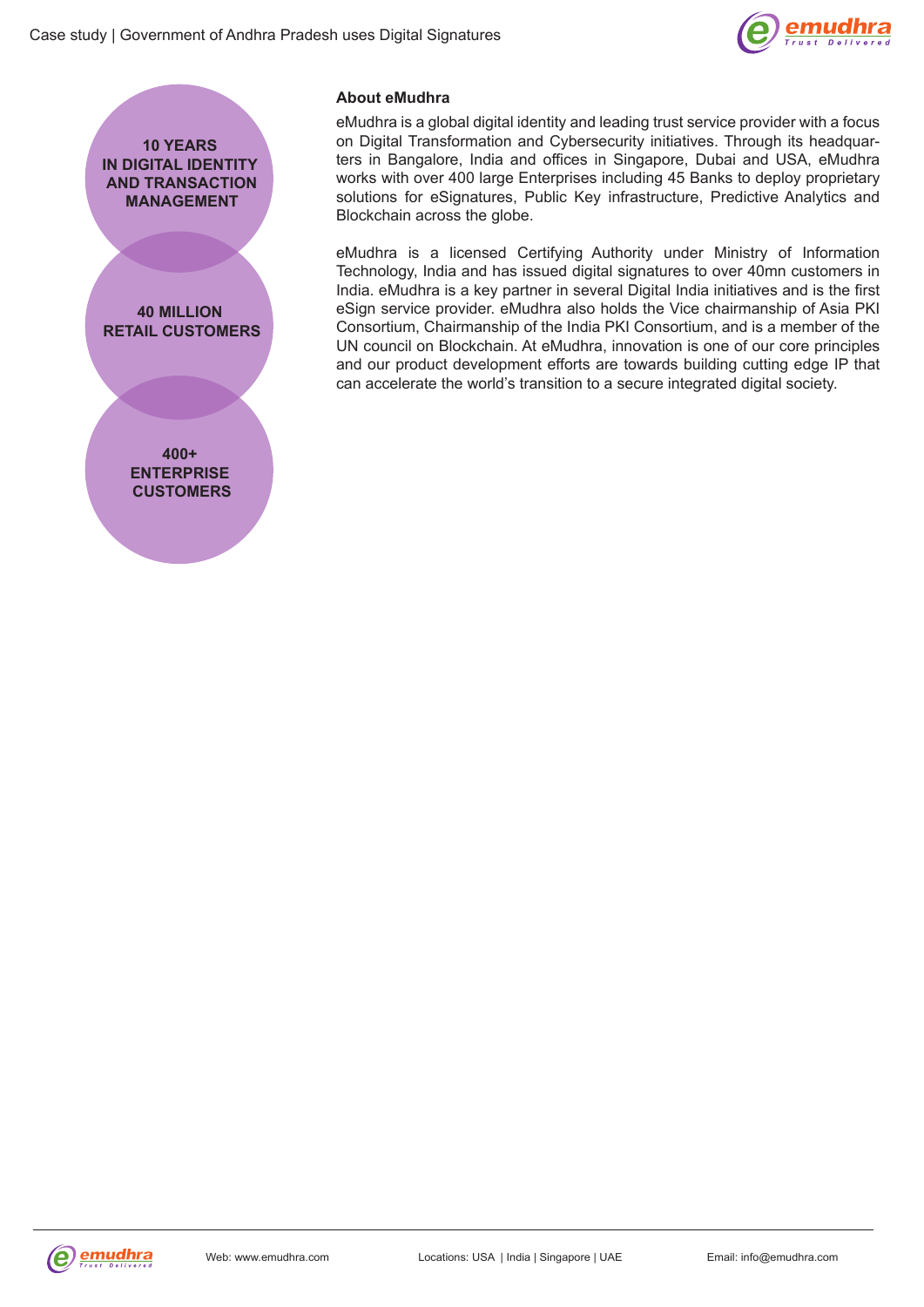10 YEARS
IN DIGITAL IDENTITY
AND TRANSACTION
MANAGEMENT

40 MILLION
RETAIL CUSTOMERS

400+
ENTERPRISE
CUSTOMERS

**About eMudhra**

eMudhra is a global digital identity and leading trust service provider with a focus on Digital Transformation and Cybersecurity initiatives. Through its headquarters in Bangalore, India and offices in Singapore, Dubai and USA, eMudhra works with over 400 large Enterprises including 45 Banks to deploy proprietary solutions for eSignatures, Public Key infrastructure, Predictive Analytics and Blockchain across the globe.

eMudhra is a licensed Certifying Authority under Ministry of Information Technology, India and has issued digital signatures to over 40mn customers in India. eMudhra is a key partner in several Digital India initiatives and is the first eSign service provider. eMudhra also holds the Vice chairmanship of Asia PKI Consortium, Chairmanship of the India PKI Consortium, and is a member of the UN council on Blockchain. At eMudhra, innovation is one of our core principles and our product development efforts are towards building cutting edge IP that can accelerate the world's transition to a secure integrated digital society.

Web: www.emudhra.com Locations: USA | India | Singapore | UAE Email: info@emudhra.com